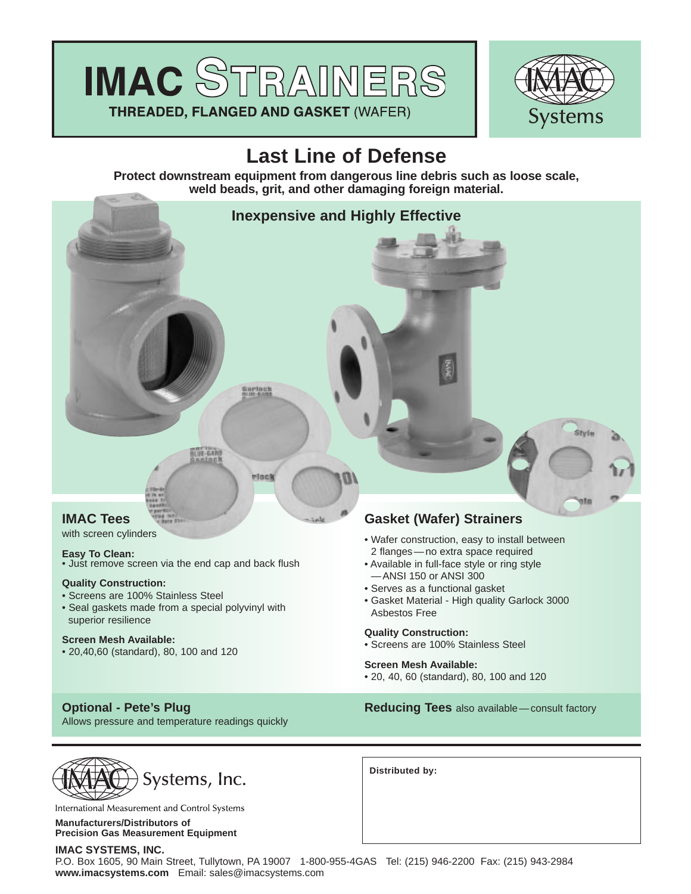# IMAC STRAINERS

**THREADED, FLANGED AND GASKET** (WAFER)

IMAC Systems

## Last Line of Defense

**Protect downstream equipment from dangerous line debris such as loose scale, weld beads, grit, and other damaging foreign material.**

### Inexpensive and Highly Effective

### IMAC Tees

with screen cylinders

**Easy To Clean:**

- Just remove screen via the end cap and back flush

**Quality Construction:**

- Screens are 100% Stainless Steel
- Seal gaskets made from a special polyvinyl with superior resilience

**Screen Mesh Available:**

- 20,40,60 (standard), 80, 100 and 120

### Gasket (Wafer) Strainers

- Wafer construction, easy to install between 2 flanges — no extra space required
- Available in full-face style or ring style — ANSI 150 or ANSI 300
- Serves as a functional gasket
- Gasket Material - High quality Garlock 3000 Asbestos Free

**Quality Construction:**

- Screens are 100% Stainless Steel

**Screen Mesh Available:**

- 20, 40, 60 (standard), 80, 100 and 120

**Optional - Pete's Plug**

Allows pressure and temperature readings quickly

**Reducing Tees** also available — consult factory

---

IMAC Systems, Inc.

International Measurement and Control Systems

**Manufacturers/Distributors of Precision Gas Measurement Equipment**

**Distributed by:**

**IMAC SYSTEMS, INC.**

P.O. Box 1605, 90 Main Street, Tullytown, PA 19007 1-800-955-4GAS Tel: (215) 946-2200 Fax: (215) 943-2984

**www.imacsystems.com** Email: sales@imacsystems.com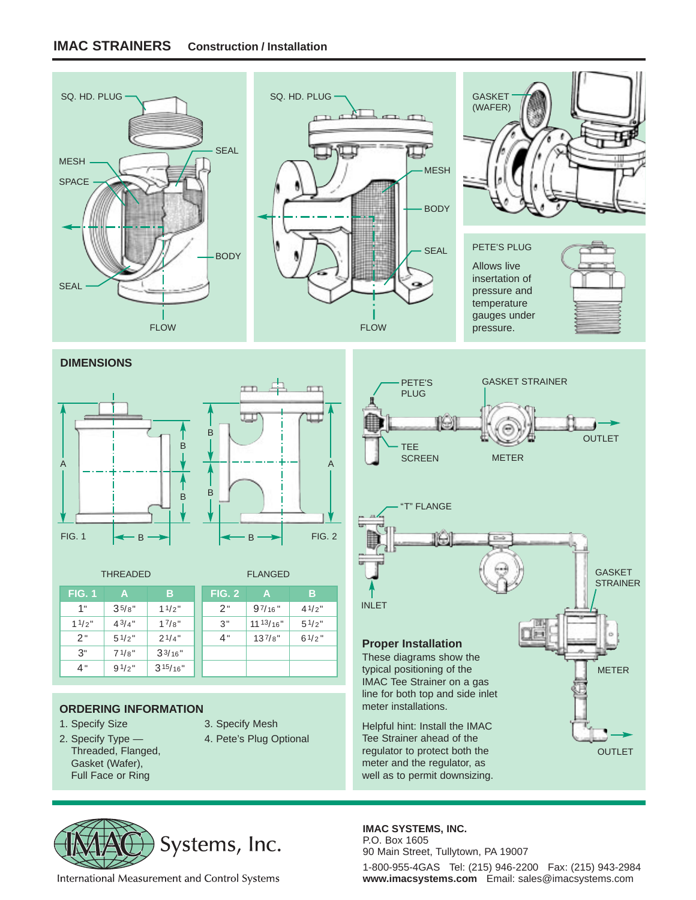## IMAC STRAINERS Construction / Installation

SQ. HD. PLUG

MESH

SPACE

SEAL

BODY

SEAL

FLOW

SQ. HD. PLUG

MESH

BODY

SEAL

FLOW

GASKET (WAFER)

PETE'S PLUG

Allows live insertation of pressure and temperature gauges under pressure.

### DIMENSIONS

FIG. 1

FIG. 2

THREADED

| FIG. 1 | A | B |
|---|---|---|
| 1" | 3 5/8" | 1 1/2" |
| 1 1/2" | 4 3/4" | 1 7/8" |
| 2" | 5 1/2" | 2 1/4" |
| 3" | 7 1/8" | 3 3/16" |
| 4" | 9 1/2" | 3 15/16" |

FLANGED

| FIG. 2 | A | B |
|---|---|---|
| 2" | 9 7/16" | 4 1/2" |
| 3" | 11 13/16" | 5 1/2" |
| 4" | 13 7/8" | 6 1/2" |

PETE'S PLUG

GASKET STRAINER

OUTLET

TEE SCREEN

METER

"T" FLANGE

INLET

GASKET STRAINER

METER

OUTLET

### ORDERING INFORMATION

1. Specify Size
2. Specify Type — Threaded, Flanged, Gasket (Wafer), Full Face or Ring
3. Specify Mesh
4. Pete's Plug Optional

### Proper Installation

These diagrams show the typical positioning of the IMAC Tee Strainer on a gas line for both top and side inlet meter installations.

Helpful hint: Install the IMAC Tee Strainer ahead of the regulator to protect both the meter and the regulator, as well as to permit downsizing.

IMAC Systems, Inc.

International Measurement and Control Systems

**IMAC SYSTEMS, INC.**
P.O. Box 1605
90 Main Street, Tullytown, PA 19007
1-800-955-4GAS Tel: (215) 946-2200 Fax: (215) 943-2984
**www.imacsystems.com** Email: sales@imacsystems.com